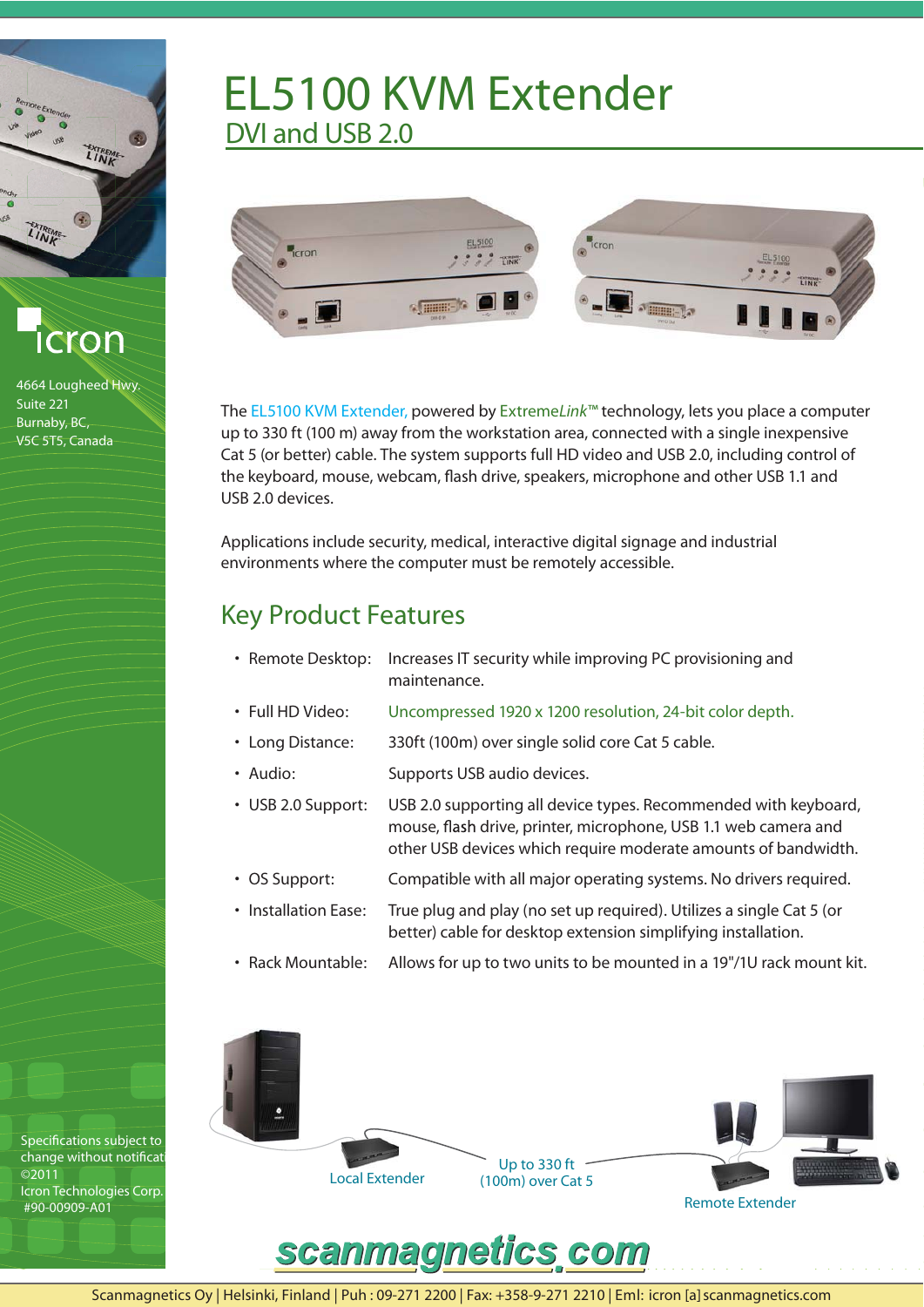# EL5100 KVM Extender

## DVI and USB 2.0

icron

4664 Lougheed Hwy.
Suite 221
Burnaby, BC,
V5C 5T5, Canada

The EL5100 KVM Extender, powered by Extreme*Link*™ technology, lets you place a computer up to 330 ft (100 m) away from the workstation area, connected with a single inexpensive Cat 5 (or better) cable. The system supports full HD video and USB 2.0, including control of the keyboard, mouse, webcam, flash drive, speakers, microphone and other USB 1.1 and USB 2.0 devices.

Applications include security, medical, interactive digital signage and industrial environments where the computer must be remotely accessible.

## Key Product Features

- Remote Desktop: Increases IT security while improving PC provisioning and maintenance.
- Full HD Video: Uncompressed 1920 x 1200 resolution, 24-bit color depth.
- Long Distance: 330ft (100m) over single solid core Cat 5 cable.
- Audio: Supports USB audio devices.
- USB 2.0 Support: USB 2.0 supporting all device types. Recommended with keyboard, mouse, flash drive, printer, microphone, USB 1.1 web camera and other USB devices which require moderate amounts of bandwidth.
- OS Support: Compatible with all major operating systems. No drivers required.
- Installation Ease: True plug and play (no set up required). Utilizes a single Cat 5 (or better) cable for desktop extension simplifying installation.
- Rack Mountable: Allows for up to two units to be mounted in a 19"/1U rack mount kit.

Local Extender — Up to 330 ft (100m) over Cat 5 — Remote Extender

Specifications subject to change without notificat
©2011
Icron Technologies Corp.
#90-00909-A01

scanmagnetics.com

Scanmagnetics Oy | Helsinki, Finland | Puh : 09-271 2200 | Fax: +358-9-271 2210 | Eml: icron [a] scanmagnetics.com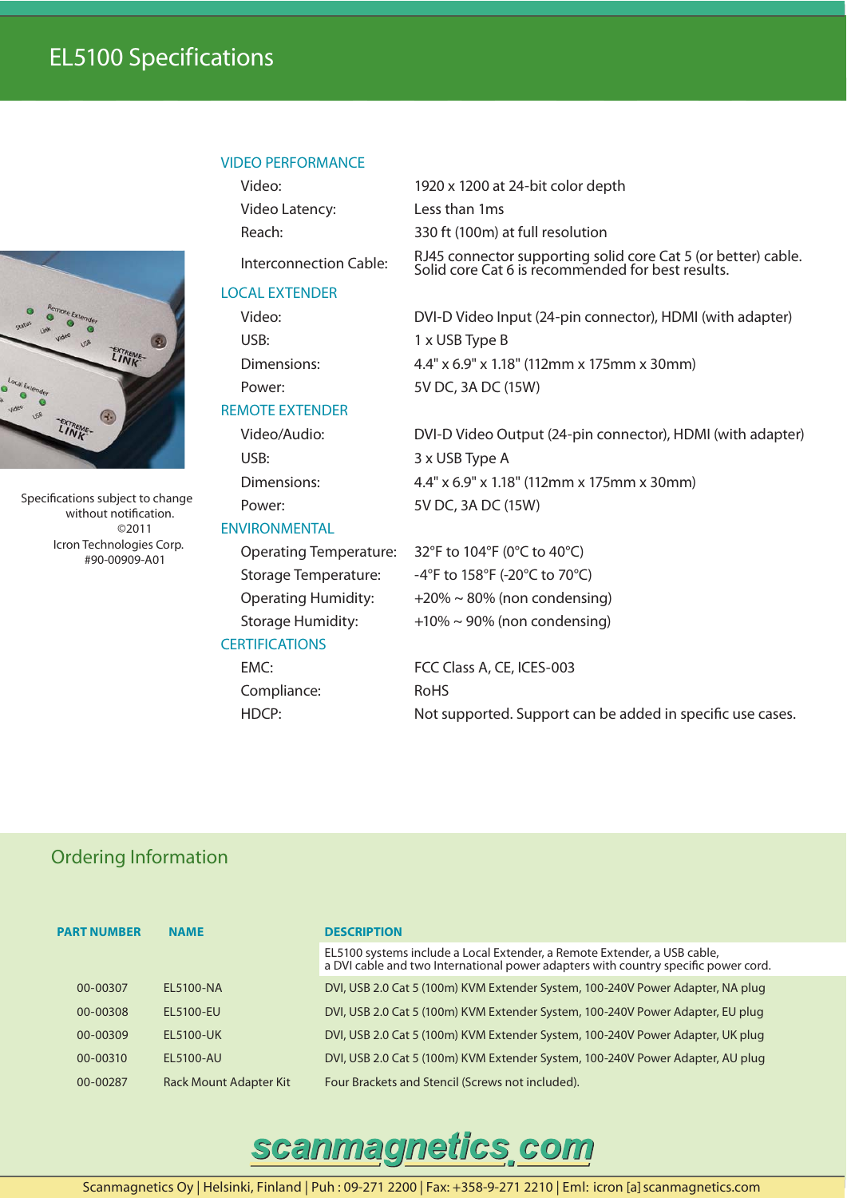# EL5100 Specifications

### VIDEO PERFORMANCE

| | |
|---|---|
| Video: | 1920 x 1200 at 24-bit color depth |
| Video Latency: | Less than 1ms |
| Reach: | 330 ft (100m) at full resolution |
| Interconnection Cable: | RJ45 connector supporting solid core Cat 5 (or better) cable. Solid core Cat 6 is recommended for best results. |

### LOCAL EXTENDER

| | |
|---|---|
| Video: | DVI-D Video Input (24-pin connector), HDMI (with adapter) |
| USB: | 1 x USB Type B |
| Dimensions: | 4.4" x 6.9" x 1.18" (112mm x 175mm x 30mm) |
| Power: | 5V DC, 3A DC (15W) |

### REMOTE EXTENDER

| | |
|---|---|
| Video/Audio: | DVI-D Video Output (24-pin connector), HDMI (with adapter) |
| USB: | 3 x USB Type A |
| Dimensions: | 4.4" x 6.9" x 1.18" (112mm x 175mm x 30mm) |
| Power: | 5V DC, 3A DC (15W) |

### ENVIRONMENTAL

| | |
|---|---|
| Operating Temperature: | 32°F to 104°F (0°C to 40°C) |
| Storage Temperature: | -4°F to 158°F (-20°C to 70°C) |
| Operating Humidity: | +20% ~ 80% (non condensing) |
| Storage Humidity: | +10% ~ 90% (non condensing) |

### CERTIFICATIONS

| | |
|---|---|
| EMC: | FCC Class A, CE, ICES-003 |
| Compliance: | RoHS |
| HDCP: | Not supported. Support can be added in specific use cases. |

Specifications subject to change without notification.
©2011
Icron Technologies Corp.
#90-00909-A01

## Ordering Information

| PART NUMBER | NAME | DESCRIPTION |
|---|---|---|
| | | EL5100 systems include a Local Extender, a Remote Extender, a USB cable, a DVI cable and two International power adapters with country specific power cord. |
| 00-00307 | EL5100-NA | DVI, USB 2.0 Cat 5 (100m) KVM Extender System, 100-240V Power Adapter, NA plug |
| 00-00308 | EL5100-EU | DVI, USB 2.0 Cat 5 (100m) KVM Extender System, 100-240V Power Adapter, EU plug |
| 00-00309 | EL5100-UK | DVI, USB 2.0 Cat 5 (100m) KVM Extender System, 100-240V Power Adapter, UK plug |
| 00-00310 | EL5100-AU | DVI, USB 2.0 Cat 5 (100m) KVM Extender System, 100-240V Power Adapter, AU plug |
| 00-00287 | Rack Mount Adapter Kit | Four Brackets and Stencil (Screws not included). |

scanmagnetics.com

Scanmagnetics Oy | Helsinki, Finland | Puh : 09-271 2200 | Fax: +358-9-271 2210 | Eml: icron [a] scanmagnetics.com